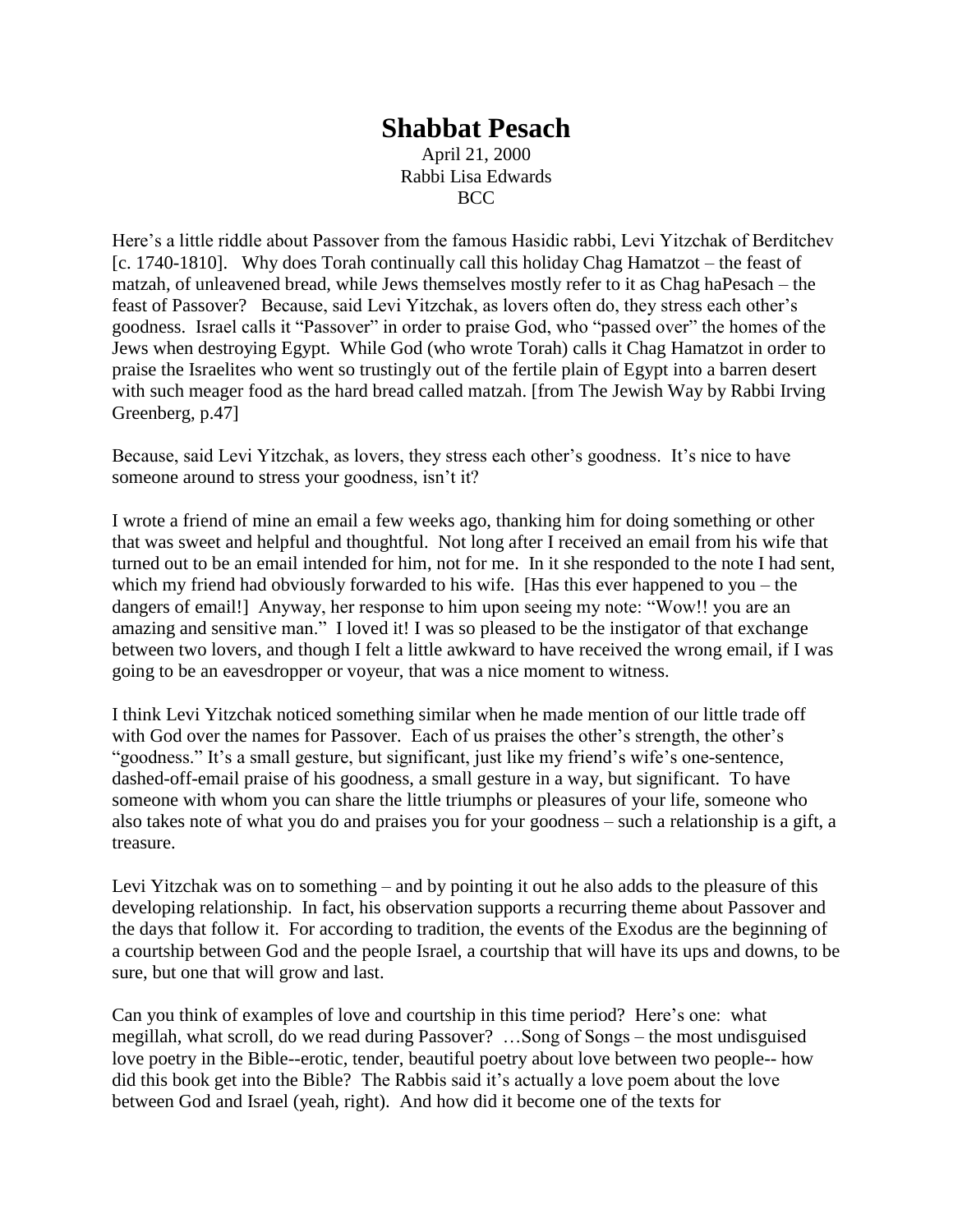# Shabbat Pesach

April 21, 2000
Rabbi Lisa Edwards
BCC

Here's a little riddle about Passover from the famous Hasidic rabbi, Levi Yitzchak of Berditchev [c. 1740-1810]. Why does Torah continually call this holiday Chag Hamatzot – the feast of matzah, of unleavened bread, while Jews themselves mostly refer to it as Chag haPesach – the feast of Passover? Because, said Levi Yitzchak, as lovers often do, they stress each other's goodness. Israel calls it "Passover" in order to praise God, who "passed over" the homes of the Jews when destroying Egypt. While God (who wrote Torah) calls it Chag Hamatzot in order to praise the Israelites who went so trustingly out of the fertile plain of Egypt into a barren desert with such meager food as the hard bread called matzah. [from The Jewish Way by Rabbi Irving Greenberg, p.47]

Because, said Levi Yitzchak, as lovers, they stress each other's goodness. It's nice to have someone around to stress your goodness, isn't it?

I wrote a friend of mine an email a few weeks ago, thanking him for doing something or other that was sweet and helpful and thoughtful. Not long after I received an email from his wife that turned out to be an email intended for him, not for me. In it she responded to the note I had sent, which my friend had obviously forwarded to his wife. [Has this ever happened to you – the dangers of email!] Anyway, her response to him upon seeing my note: "Wow!! you are an amazing and sensitive man." I loved it! I was so pleased to be the instigator of that exchange between two lovers, and though I felt a little awkward to have received the wrong email, if I was going to be an eavesdropper or voyeur, that was a nice moment to witness.

I think Levi Yitzchak noticed something similar when he made mention of our little trade off with God over the names for Passover. Each of us praises the other's strength, the other's "goodness." It's a small gesture, but significant, just like my friend's wife's one-sentence, dashed-off-email praise of his goodness, a small gesture in a way, but significant. To have someone with whom you can share the little triumphs or pleasures of your life, someone who also takes note of what you do and praises you for your goodness – such a relationship is a gift, a treasure.

Levi Yitzchak was on to something – and by pointing it out he also adds to the pleasure of this developing relationship. In fact, his observation supports a recurring theme about Passover and the days that follow it. For according to tradition, the events of the Exodus are the beginning of a courtship between God and the people Israel, a courtship that will have its ups and downs, to be sure, but one that will grow and last.

Can you think of examples of love and courtship in this time period? Here's one: what megillah, what scroll, do we read during Passover? …Song of Songs – the most undisguised love poetry in the Bible--erotic, tender, beautiful poetry about love between two people-- how did this book get into the Bible? The Rabbis said it's actually a love poem about the love between God and Israel (yeah, right). And how did it become one of the texts for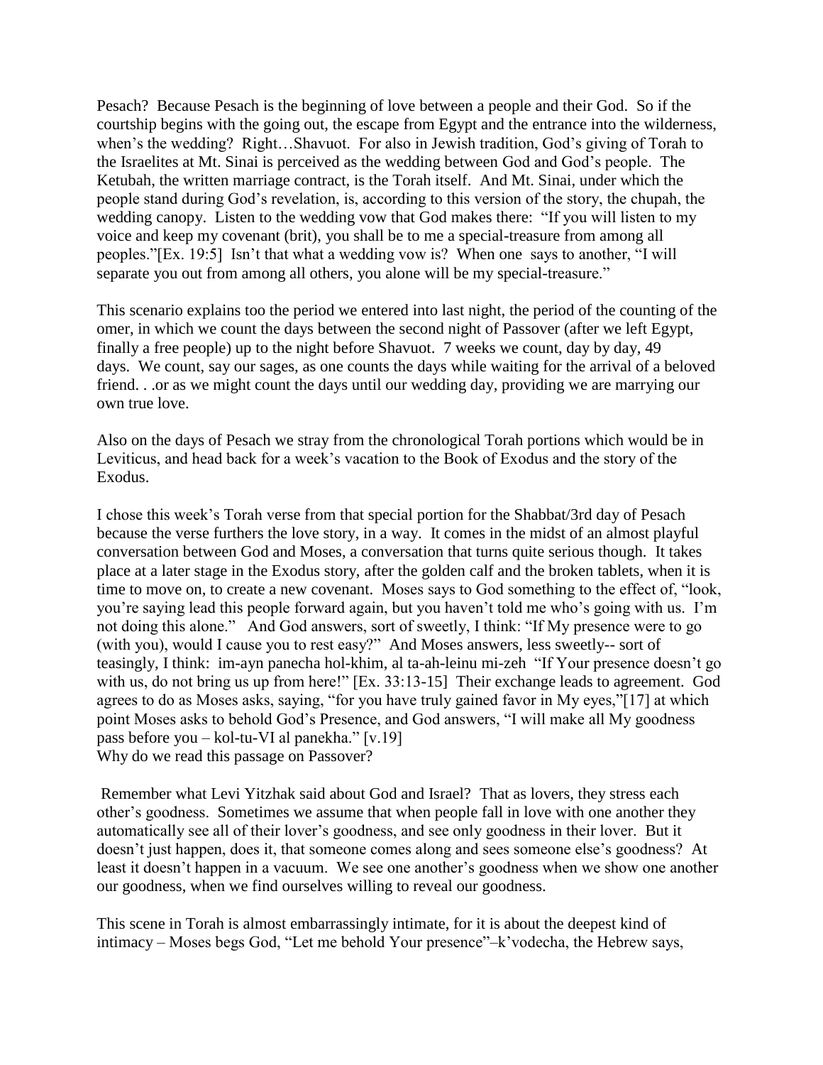Pesach? Because Pesach is the beginning of love between a people and their God. So if the courtship begins with the going out, the escape from Egypt and the entrance into the wilderness, when's the wedding? Right…Shavuot. For also in Jewish tradition, God's giving of Torah to the Israelites at Mt. Sinai is perceived as the wedding between God and God's people. The Ketubah, the written marriage contract, is the Torah itself. And Mt. Sinai, under which the people stand during God's revelation, is, according to this version of the story, the chupah, the wedding canopy. Listen to the wedding vow that God makes there: "If you will listen to my voice and keep my covenant (brit), you shall be to me a special-treasure from among all peoples."[Ex. 19:5] Isn't that what a wedding vow is? When one says to another, "I will separate you out from among all others, you alone will be my special-treasure."

This scenario explains too the period we entered into last night, the period of the counting of the omer, in which we count the days between the second night of Passover (after we left Egypt, finally a free people) up to the night before Shavuot. 7 weeks we count, day by day, 49 days. We count, say our sages, as one counts the days while waiting for the arrival of a beloved friend. . .or as we might count the days until our wedding day, providing we are marrying our own true love.

Also on the days of Pesach we stray from the chronological Torah portions which would be in Leviticus, and head back for a week's vacation to the Book of Exodus and the story of the Exodus.

I chose this week's Torah verse from that special portion for the Shabbat/3rd day of Pesach because the verse furthers the love story, in a way. It comes in the midst of an almost playful conversation between God and Moses, a conversation that turns quite serious though. It takes place at a later stage in the Exodus story, after the golden calf and the broken tablets, when it is time to move on, to create a new covenant. Moses says to God something to the effect of, "look, you're saying lead this people forward again, but you haven't told me who's going with us. I'm not doing this alone." And God answers, sort of sweetly, I think: "If My presence were to go (with you), would I cause you to rest easy?" And Moses answers, less sweetly-- sort of teasingly, I think: im-ayn panecha hol-khim, al ta-ah-leinu mi-zeh "If Your presence doesn't go with us, do not bring us up from here!" [Ex. 33:13-15] Their exchange leads to agreement. God agrees to do as Moses asks, saying, "for you have truly gained favor in My eyes,"[17] at which point Moses asks to behold God's Presence, and God answers, "I will make all My goodness pass before you – kol-tu-VI al panekha." [v.19]
Why do we read this passage on Passover?

Remember what Levi Yitzhak said about God and Israel? That as lovers, they stress each other's goodness. Sometimes we assume that when people fall in love with one another they automatically see all of their lover's goodness, and see only goodness in their lover. But it doesn't just happen, does it, that someone comes along and sees someone else's goodness? At least it doesn't happen in a vacuum. We see one another's goodness when we show one another our goodness, when we find ourselves willing to reveal our goodness.

This scene in Torah is almost embarrassingly intimate, for it is about the deepest kind of intimacy – Moses begs God, "Let me behold Your presence"–k'vodecha, the Hebrew says,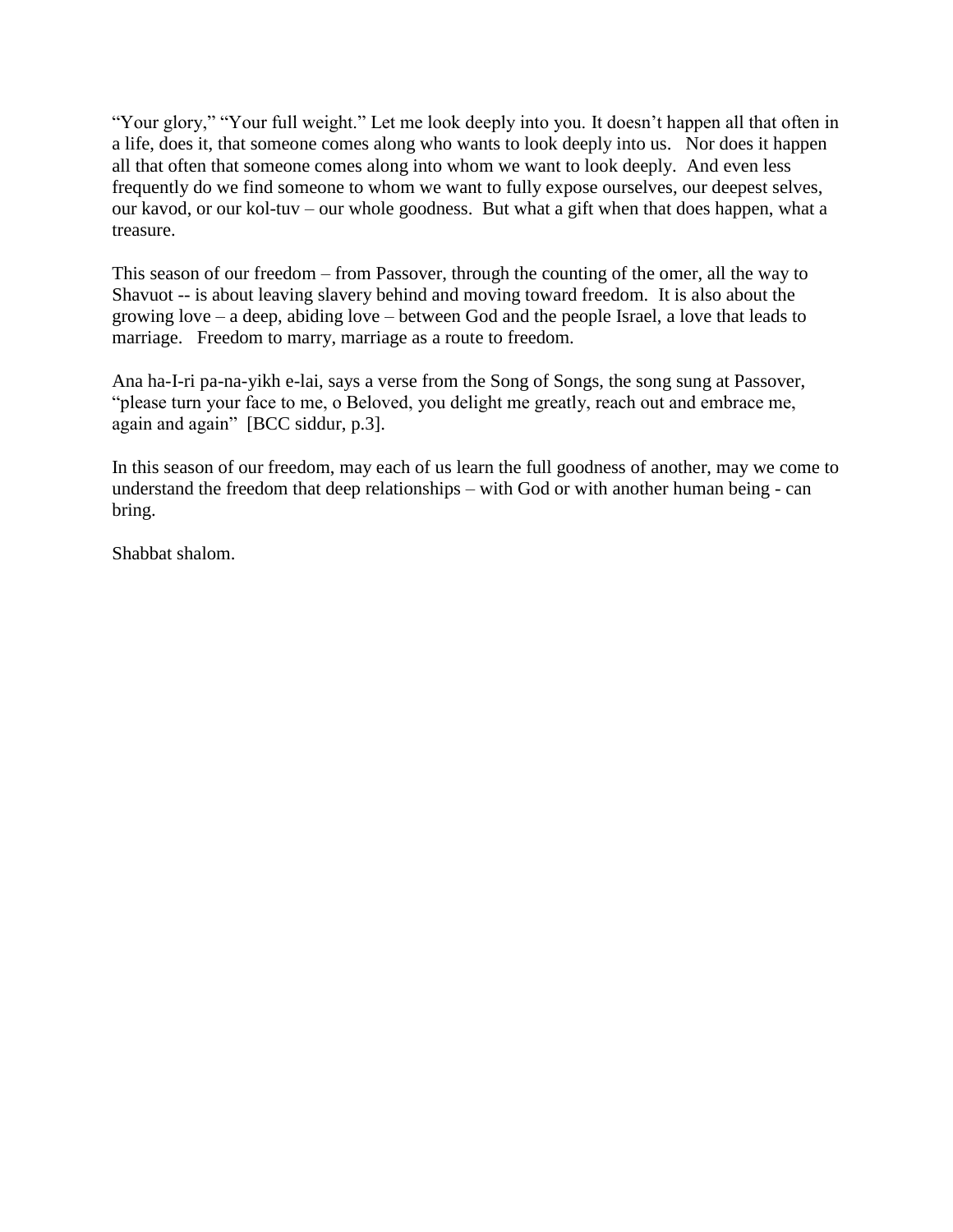"Your glory," "Your full weight." Let me look deeply into you. It doesn't happen all that often in a life, does it, that someone comes along who wants to look deeply into us. Nor does it happen all that often that someone comes along into whom we want to look deeply. And even less frequently do we find someone to whom we want to fully expose ourselves, our deepest selves, our kavod, or our kol-tuv – our whole goodness. But what a gift when that does happen, what a treasure.

This season of our freedom – from Passover, through the counting of the omer, all the way to Shavuot -- is about leaving slavery behind and moving toward freedom. It is also about the growing love – a deep, abiding love – between God and the people Israel, a love that leads to marriage. Freedom to marry, marriage as a route to freedom.

Ana ha-I-ri pa-na-yikh e-lai, says a verse from the Song of Songs, the song sung at Passover, "please turn your face to me, o Beloved, you delight me greatly, reach out and embrace me, again and again" [BCC siddur, p.3].

In this season of our freedom, may each of us learn the full goodness of another, may we come to understand the freedom that deep relationships – with God or with another human being - can bring.

Shabbat shalom.